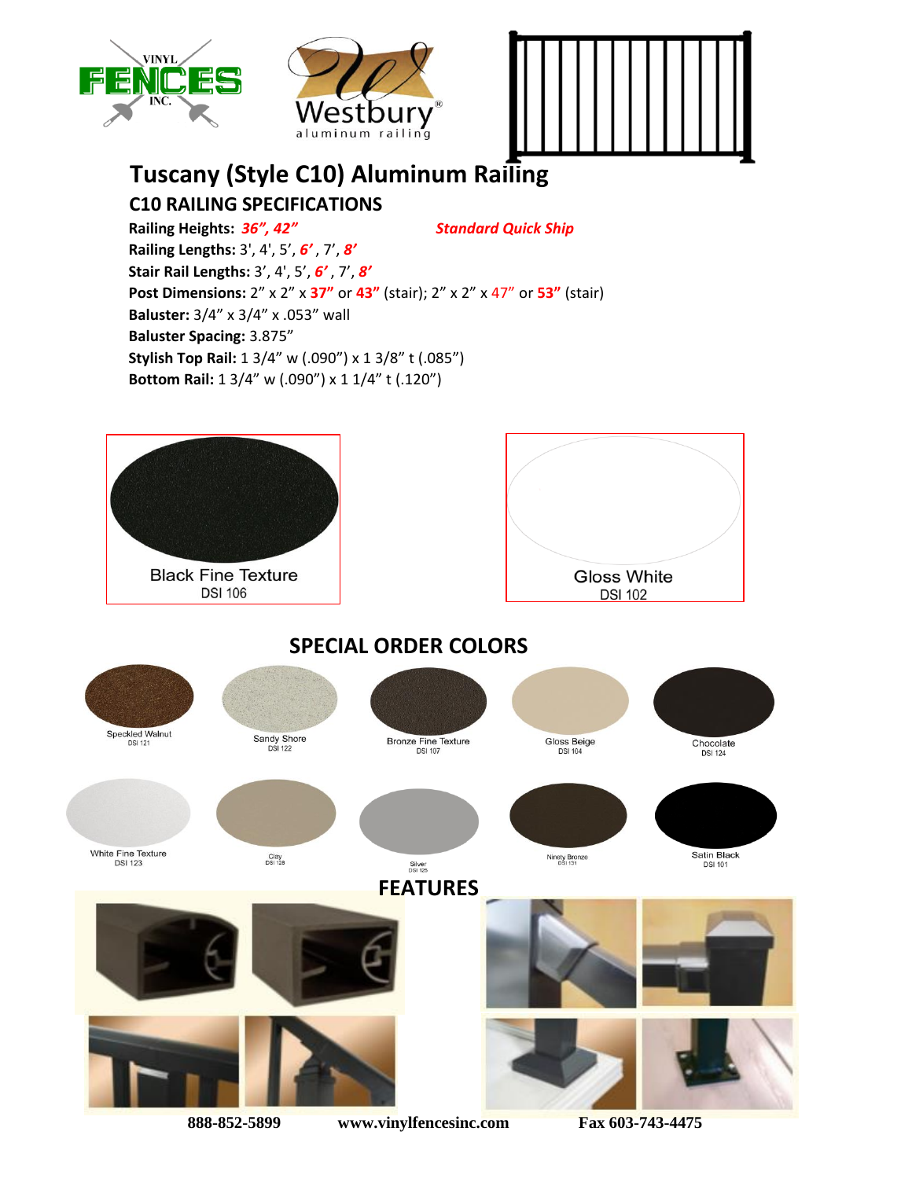# Tuscany (Style C10) Aluminum Railing

## C10 RAILING SPECIFICATIONS

**Railing Heights:** ***36", 42"*** ***Standard Quick Ship***

**Railing Lengths:** 3', 4', 5', ***6'***, 7', ***8'***

**Stair Rail Lengths:** 3', 4', 5', ***6'***, 7', ***8'***

**Post Dimensions:** 2" x 2" x **37"** or **43"** (stair); 2" x 2" x 47" or **53"** (stair)

**Baluster:** 3/4" x 3/4" x .053" wall

**Baluster Spacing:** 3.875"

**Stylish Top Rail:** 1 3/4" w (.090") x 1 3/8" t (.085")

**Bottom Rail:** 1 3/4" w (.090") x 1 1/4" t (.120")

Black Fine Texture
DSI 106

Gloss White
DSI 102

## SPECIAL ORDER COLORS

Speckled Walnut
DSI 121

Sandy Shore
DSI 122

Bronze Fine Texture
DSI 107

Gloss Beige
DSI 104

Chocolate
DSI 124

White Fine Texture
DSI 123

Clay
DSI 128

Silver
DSI 125

Ninety Bronze
DSI 131

Satin Black
DSI 101

## FEATURES

**888-852-5899** **www.vinylfencesinc.com** **Fax 603-743-4475**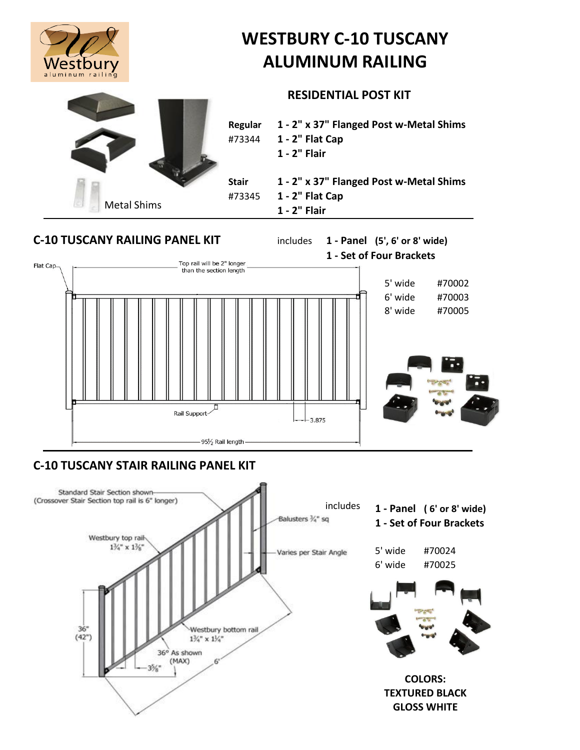# WESTBURY C-10 TUSCANY ALUMINUM RAILING

## RESIDENTIAL POST KIT

Metal Shims

| | |
|---|---|
| **Regular** #73344 | **1 - 2" x 37" Flanged Post w-Metal Shims** |
| | **1 - 2" Flat Cap** |
| | **1 - 2" Flair** |
| **Stair** #73345 | **1 - 2" x 37" Flanged Post w-Metal Shims** |
| | **1 - 2" Flat Cap** |
| | **1 - 2" Flair** |

## C-10 TUSCANY RAILING PANEL KIT

includes **1 - Panel (5', 6' or 8' wide)**
**1 - Set of Four Brackets**

Flat Cap

Top rail will be 2" longer than the section length

Rail Support

3.875

95½ Rail length

| | |
|---|---|
| 5' wide | #70002 |
| 6' wide | #70003 |
| 8' wide | #70005 |

## C-10 TUSCANY STAIR RAILING PANEL KIT

Standard Stair Section shown (Crossover Stair Section top rail is 6" longer)

Westbury top rail 1¾" x 1⅜"

Balusters ¾" sq

Varies per Stair Angle

36" (42")

Westbury bottom rail 1¾" x 1¼"

36° As shown (MAX)

3⅝"

6'

includes **1 - Panel ( 6' or 8' wide)**
**1 - Set of Four Brackets**

| | |
|---|---|
| 5' wide | #70024 |
| 6' wide | #70025 |

**COLORS:**
**TEXTURED BLACK**
**GLOSS WHITE**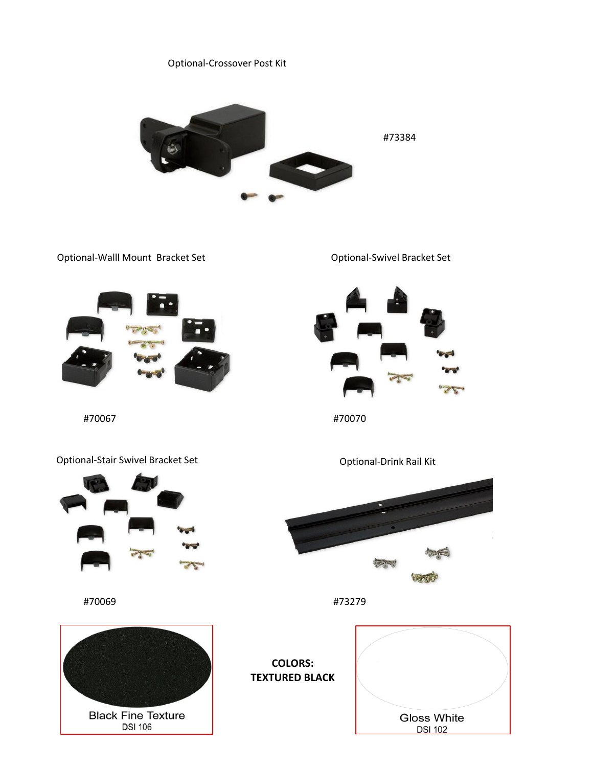Optional-Crossover Post Kit

#73384

Optional-Walll Mount Bracket Set

#70067

Optional-Swivel Bracket Set

#70070

Optional-Stair Swivel Bracket Set

#70069

Optional-Drink Rail Kit

#73279

Black Fine Texture
DSI 106

**COLORS:**
**TEXTURED BLACK**

Gloss White
DSI 102